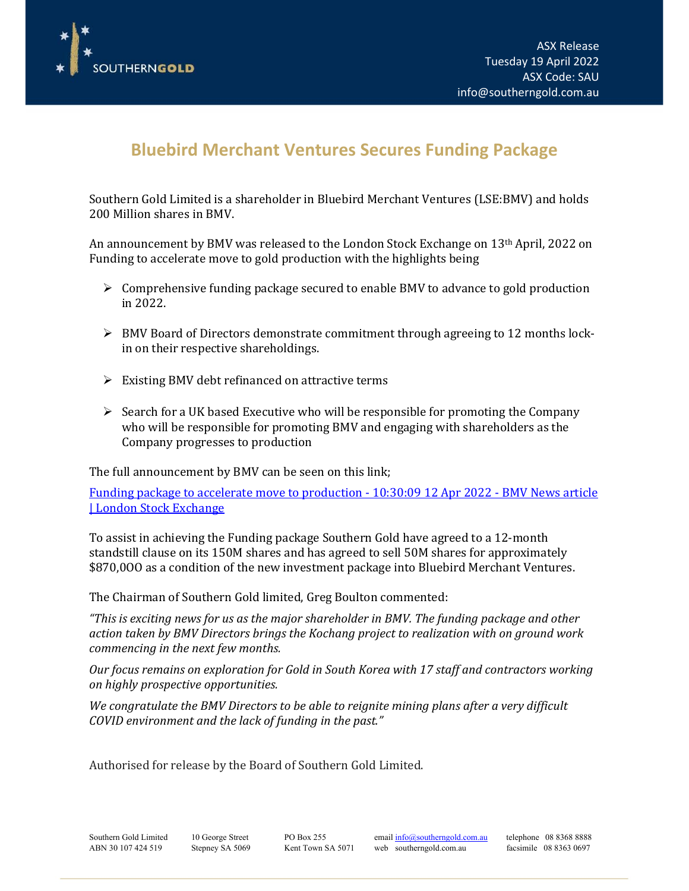ASX Release
Tuesday 19 April 2022
ASX Code: SAU
info@southerngold.com.au

# Bluebird Merchant Ventures Secures Funding Package

Southern Gold Limited is a shareholder in Bluebird Merchant Ventures (LSE:BMV) and holds 200 Million shares in BMV.

An announcement by BMV was released to the London Stock Exchange on 13th April, 2022 on Funding to accelerate move to gold production with the highlights being

- Comprehensive funding package secured to enable BMV to advance to gold production in 2022.
- BMV Board of Directors demonstrate commitment through agreeing to 12 months lock-in on their respective shareholdings.
- Existing BMV debt refinanced on attractive terms
- Search for a UK based Executive who will be responsible for promoting the Company who will be responsible for promoting BMV and engaging with shareholders as the Company progresses to production

The full announcement by BMV can be seen on this link;

[Funding package to accelerate move to production - 10:30:09 12 Apr 2022 - BMV News article | London Stock Exchange]

To assist in achieving the Funding package Southern Gold have agreed to a 12-month standstill clause on its 150M shares and has agreed to sell 50M shares for approximately $870,000 as a condition of the new investment package into Bluebird Merchant Ventures.

The Chairman of Southern Gold limited, Greg Boulton commented:

*"This is exciting news for us as the major shareholder in BMV. The funding package and other action taken by BMV Directors brings the Kochang project to realization with on ground work commencing in the next few months.*

*Our focus remains on exploration for Gold in South Korea with 17 staff and contractors working on highly prospective opportunities.*

*We congratulate the BMV Directors to be able to reignite mining plans after a very difficult COVID environment and the lack of funding in the past."*

Authorised for release by the Board of Southern Gold Limited.

Southern Gold Limited
ABN 30 107 424 519

10 George Street
Stepney SA 5069

PO Box 255
Kent Town SA 5071

email info@southerngold.com.au
web southerngold.com.au

telephone 08 8368 8888
facsimile 08 8363 0697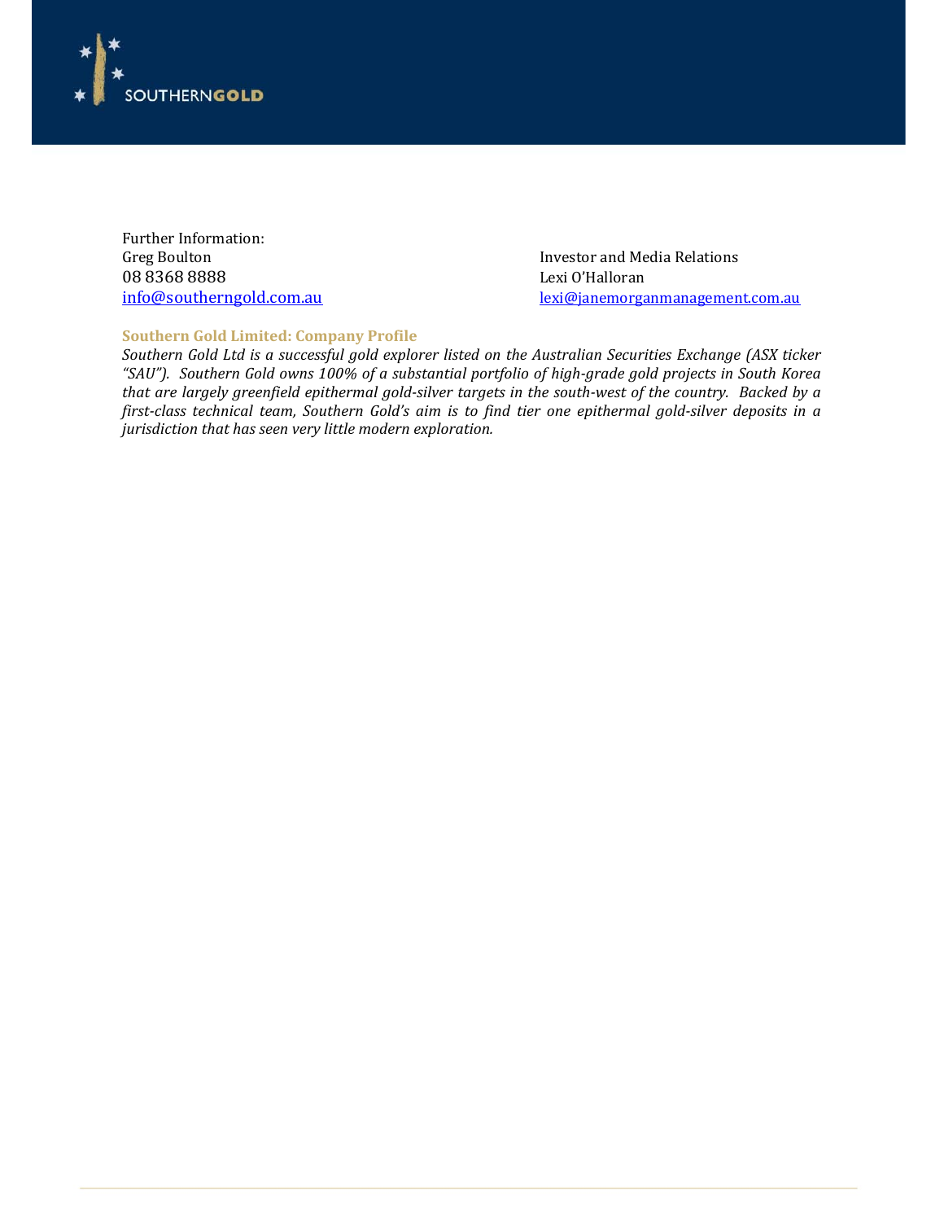Further Information:
Greg Boulton
08 8368 8888
info@southerngold.com.au

Investor and Media Relations
Lexi O'Halloran
lexi@janemorganmanagement.com.au

**Southern Gold Limited: Company Profile**

*Southern Gold Ltd is a successful gold explorer listed on the Australian Securities Exchange (ASX ticker "SAU"). Southern Gold owns 100% of a substantial portfolio of high-grade gold projects in South Korea that are largely greenfield epithermal gold-silver targets in the south-west of the country. Backed by a first-class technical team, Southern Gold's aim is to find tier one epithermal gold-silver deposits in a jurisdiction that has seen very little modern exploration.*